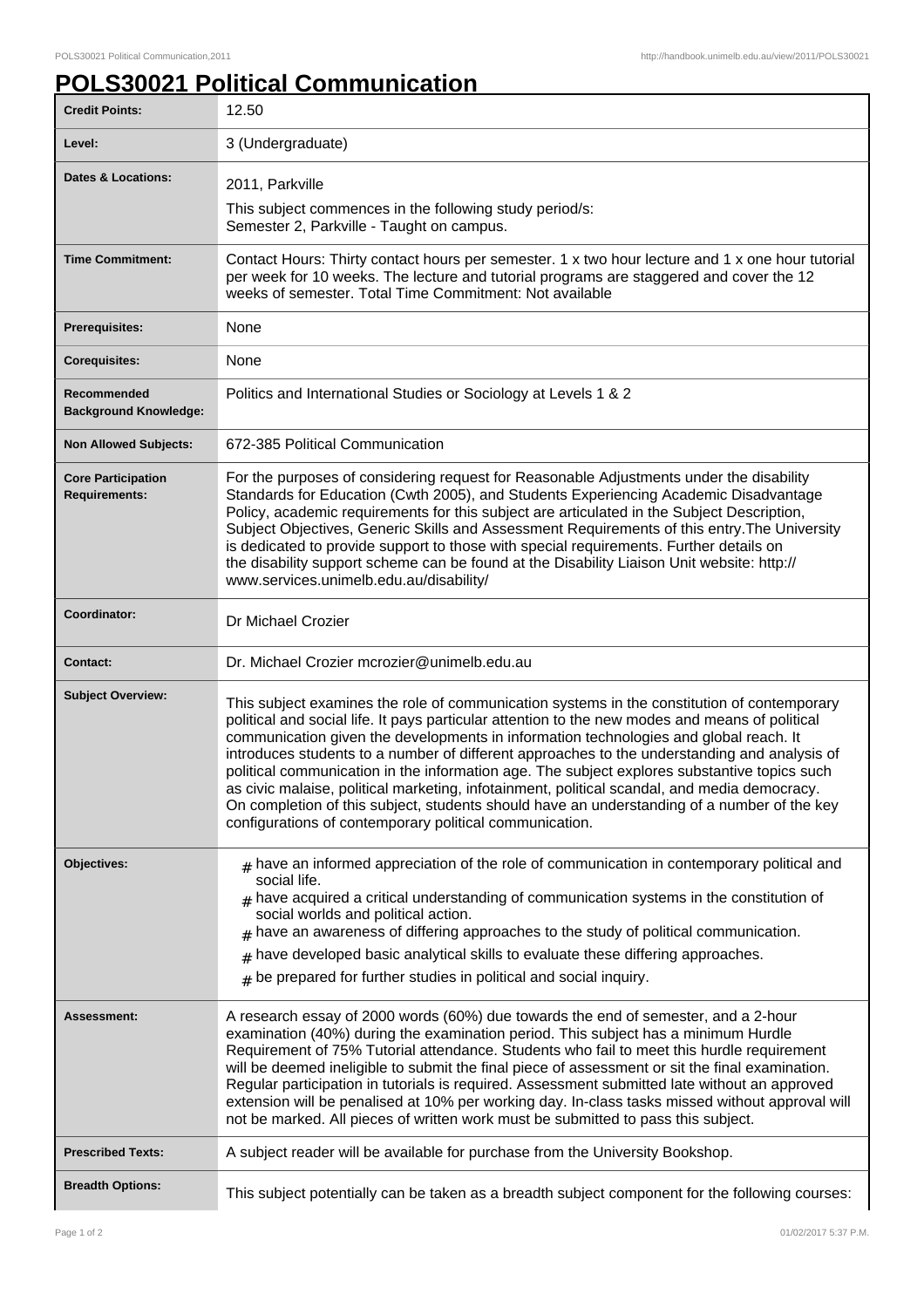# POLS30021 Political Communication

| | |
|---|---|
| **Credit Points:** | 12.50 |
| **Level:** | 3 (Undergraduate) |
| **Dates & Locations:** | 2011, Parkville<br>This subject commences in the following study period/s:<br>Semester 2, Parkville - Taught on campus. |
| **Time Commitment:** | Contact Hours: Thirty contact hours per semester. 1 x two hour lecture and 1 x one hour tutorial per week for 10 weeks. The lecture and tutorial programs are staggered and cover the 12 weeks of semester. Total Time Commitment: Not available |
| **Prerequisites:** | None |
| **Corequisites:** | None |
| **Recommended Background Knowledge:** | Politics and International Studies or Sociology at Levels 1 & 2 |
| **Non Allowed Subjects:** | 672-385 Political Communication |
| **Core Participation Requirements:** | For the purposes of considering request for Reasonable Adjustments under the disability Standards for Education (Cwth 2005), and Students Experiencing Academic Disadvantage Policy, academic requirements for this subject are articulated in the Subject Description, Subject Objectives, Generic Skills and Assessment Requirements of this entry.The University is dedicated to provide support to those with special requirements. Further details on the disability support scheme can be found at the Disability Liaison Unit website: http://www.services.unimelb.edu.au/disability/ |
| **Coordinator:** | Dr Michael Crozier |
| **Contact:** | Dr. Michael Crozier mcrozier@unimelb.edu.au |
| **Subject Overview:** | This subject examines the role of communication systems in the constitution of contemporary political and social life. It pays particular attention to the new modes and means of political communication given the developments in information technologies and global reach. It introduces students to a number of different approaches to the understanding and analysis of political communication in the information age. The subject explores substantive topics such as civic malaise, political marketing, infotainment, political scandal, and media democracy. On completion of this subject, students should have an understanding of a number of the key configurations of contemporary political communication. |
| **Objectives:** | # have an informed appreciation of the role of communication in contemporary political and social life.<br># have acquired a critical understanding of communication systems in the constitution of social worlds and political action.<br># have an awareness of differing approaches to the study of political communication.<br># have developed basic analytical skills to evaluate these differing approaches.<br># be prepared for further studies in political and social inquiry. |
| **Assessment:** | A research essay of 2000 words (60%) due towards the end of semester, and a 2-hour examination (40%) during the examination period. This subject has a minimum Hurdle Requirement of 75% Tutorial attendance. Students who fail to meet this hurdle requirement will be deemed ineligible to submit the final piece of assessment or sit the final examination. Regular participation in tutorials is required. Assessment submitted late without an approved extension will be penalised at 10% per working day. In-class tasks missed without approval will not be marked. All pieces of written work must be submitted to pass this subject. |
| **Prescribed Texts:** | A subject reader will be available for purchase from the University Bookshop. |
| **Breadth Options:** | This subject potentially can be taken as a breadth subject component for the following courses: |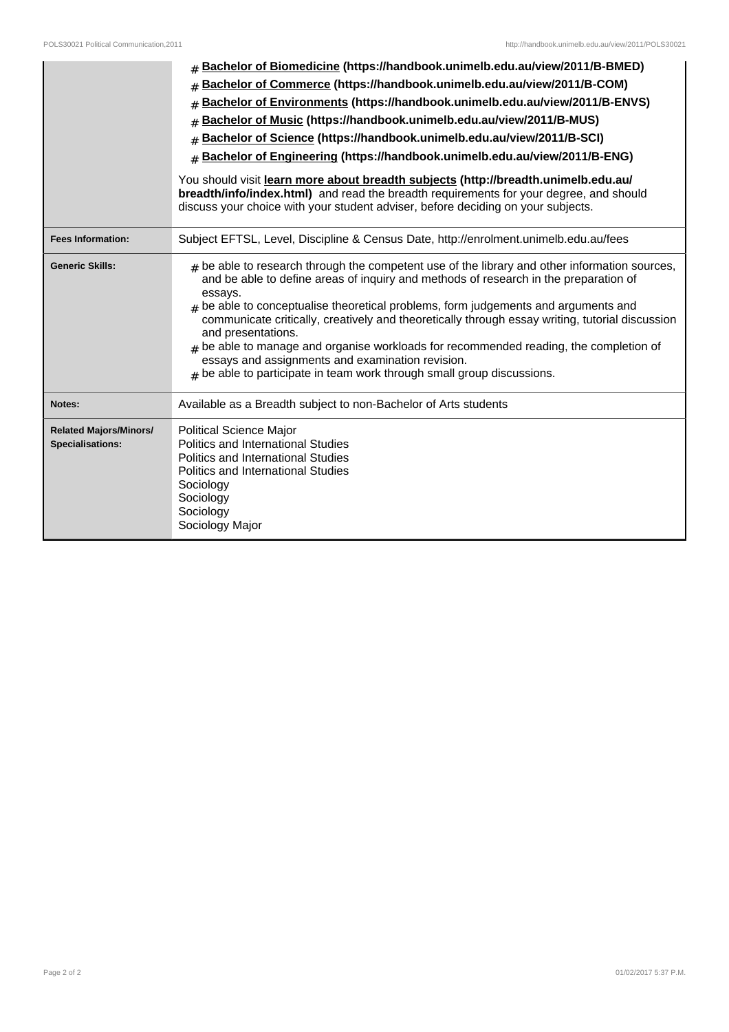| | |
|---|---|
| | # **Bachelor of Biomedicine (https://handbook.unimelb.edu.au/view/2011/B-BMED)**<br># **Bachelor of Commerce (https://handbook.unimelb.edu.au/view/2011/B-COM)**<br># **Bachelor of Environments (https://handbook.unimelb.edu.au/view/2011/B-ENVS)**<br># **Bachelor of Music (https://handbook.unimelb.edu.au/view/2011/B-MUS)**<br># **Bachelor of Science (https://handbook.unimelb.edu.au/view/2011/B-SCI)**<br># **Bachelor of Engineering (https://handbook.unimelb.edu.au/view/2011/B-ENG)**<br><br>You should visit **learn more about breadth subjects (http://breadth.unimelb.edu.au/breadth/info/index.html)** and read the breadth requirements for your degree, and should discuss your choice with your student adviser, before deciding on your subjects. |
| **Fees Information:** | Subject EFTSL, Level, Discipline & Census Date, http://enrolment.unimelb.edu.au/fees |
| **Generic Skills:** | # be able to research through the competent use of the library and other information sources, and be able to define areas of inquiry and methods of research in the preparation of essays.<br># be able to conceptualise theoretical problems, form judgements and arguments and communicate critically, creatively and theoretically through essay writing, tutorial discussion and presentations.<br># be able to manage and organise workloads for recommended reading, the completion of essays and assignments and examination revision.<br># be able to participate in team work through small group discussions. |
| **Notes:** | Available as a Breadth subject to non-Bachelor of Arts students |
| **Related Majors/Minors/ Specialisations:** | Political Science Major<br>Politics and International Studies<br>Politics and International Studies<br>Politics and International Studies<br>Sociology<br>Sociology<br>Sociology<br>Sociology Major |